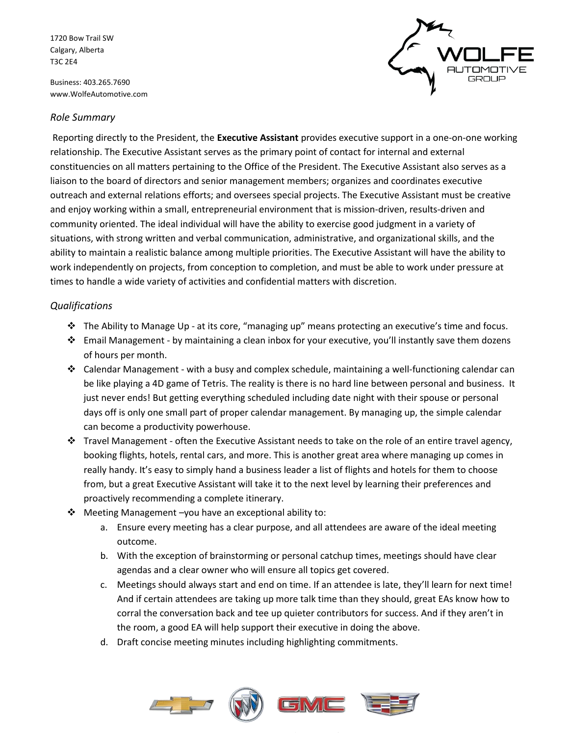1720 Bow Trail SW
Calgary, Alberta
T3C 2E4

Business: 403.265.7690
www.WolfeAutomotive.com

### *Role Summary*

Reporting directly to the President, the **Executive Assistant** provides executive support in a one-on-one working relationship. The Executive Assistant serves as the primary point of contact for internal and external constituencies on all matters pertaining to the Office of the President. The Executive Assistant also serves as a liaison to the board of directors and senior management members; organizes and coordinates executive outreach and external relations efforts; and oversees special projects. The Executive Assistant must be creative and enjoy working within a small, entrepreneurial environment that is mission-driven, results-driven and community oriented. The ideal individual will have the ability to exercise good judgment in a variety of situations, with strong written and verbal communication, administrative, and organizational skills, and the ability to maintain a realistic balance among multiple priorities. The Executive Assistant will have the ability to work independently on projects, from conception to completion, and must be able to work under pressure at times to handle a wide variety of activities and confidential matters with discretion.

### *Qualifications*

- The Ability to Manage Up - at its core, "managing up" means protecting an executive's time and focus.
- Email Management - by maintaining a clean inbox for your executive, you'll instantly save them dozens of hours per month.
- Calendar Management - with a busy and complex schedule, maintaining a well-functioning calendar can be like playing a 4D game of Tetris. The reality is there is no hard line between personal and business. It just never ends! But getting everything scheduled including date night with their spouse or personal days off is only one small part of proper calendar management. By managing up, the simple calendar can become a productivity powerhouse.
- Travel Management - often the Executive Assistant needs to take on the role of an entire travel agency, booking flights, hotels, rental cars, and more. This is another great area where managing up comes in really handy. It's easy to simply hand a business leader a list of flights and hotels for them to choose from, but a great Executive Assistant will take it to the next level by learning their preferences and proactively recommending a complete itinerary.
- Meeting Management –you have an exceptional ability to:
    a. Ensure every meeting has a clear purpose, and all attendees are aware of the ideal meeting outcome.
    b. With the exception of brainstorming or personal catchup times, meetings should have clear agendas and a clear owner who will ensure all topics get covered.
    c. Meetings should always start and end on time. If an attendee is late, they'll learn for next time! And if certain attendees are taking up more talk time than they should, great EAs know how to corral the conversation back and tee up quieter contributors for success. And if they aren't in the room, a good EA will help support their executive in doing the above.
    d. Draft concise meeting minutes including highlighting commitments.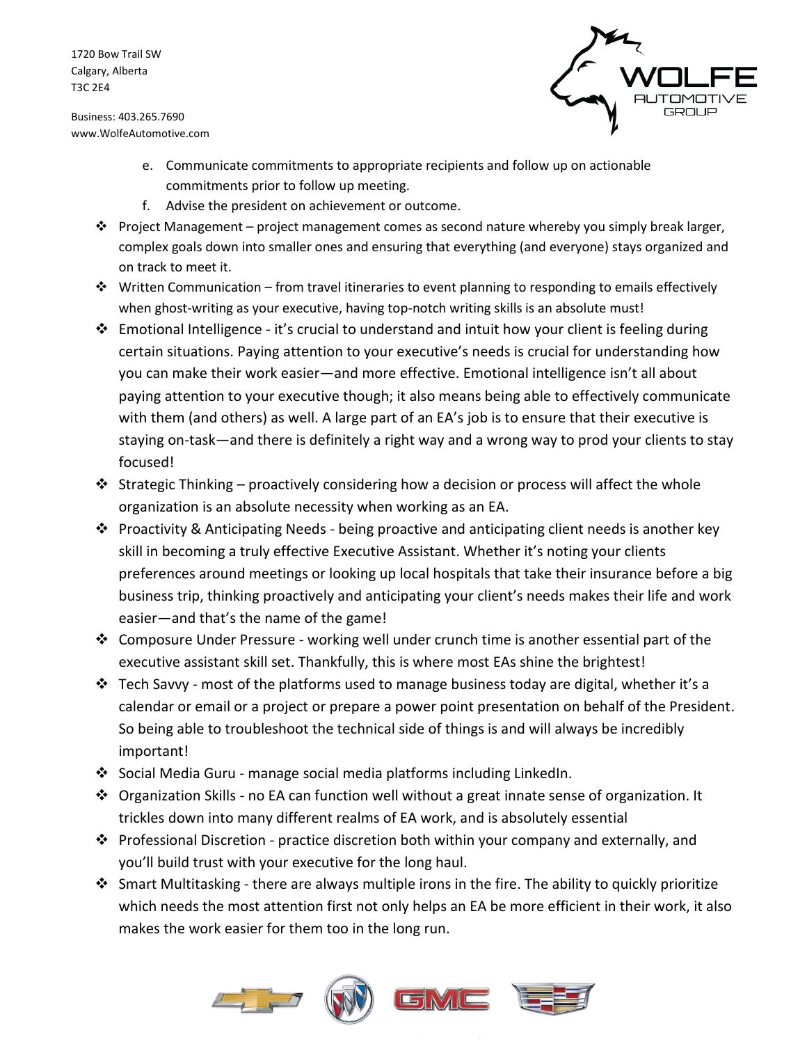e. Communicate commitments to appropriate recipients and follow up on actionable commitments prior to follow up meeting.
f. Advise the president on achievement or outcome.

- Project Management – project management comes as second nature whereby you simply break larger, complex goals down into smaller ones and ensuring that everything (and everyone) stays organized and on track to meet it.
- Written Communication – from travel itineraries to event planning to responding to emails effectively when ghost-writing as your executive, having top-notch writing skills is an absolute must!
- Emotional Intelligence - it's crucial to understand and intuit how your client is feeling during certain situations. Paying attention to your executive's needs is crucial for understanding how you can make their work easier—and more effective. Emotional intelligence isn't all about paying attention to your executive though; it also means being able to effectively communicate with them (and others) as well. A large part of an EA's job is to ensure that their executive is staying on-task—and there is definitely a right way and a wrong way to prod your clients to stay focused!
- Strategic Thinking – proactively considering how a decision or process will affect the whole organization is an absolute necessity when working as an EA.
- Proactivity & Anticipating Needs - being proactive and anticipating client needs is another key skill in becoming a truly effective Executive Assistant. Whether it's noting your clients preferences around meetings or looking up local hospitals that take their insurance before a big business trip, thinking proactively and anticipating your client's needs makes their life and work easier—and that's the name of the game!
- Composure Under Pressure - working well under crunch time is another essential part of the executive assistant skill set. Thankfully, this is where most EAs shine the brightest!
- Tech Savvy - most of the platforms used to manage business today are digital, whether it's a calendar or email or a project or prepare a power point presentation on behalf of the President. So being able to troubleshoot the technical side of things is and will always be incredibly important!
- Social Media Guru - manage social media platforms including LinkedIn.
- Organization Skills - no EA can function well without a great innate sense of organization. It trickles down into many different realms of EA work, and is absolutely essential
- Professional Discretion - practice discretion both within your company and externally, and you'll build trust with your executive for the long haul.
- Smart Multitasking - there are always multiple irons in the fire. The ability to quickly prioritize which needs the most attention first not only helps an EA be more efficient in their work, it also makes the work easier for them too in the long run.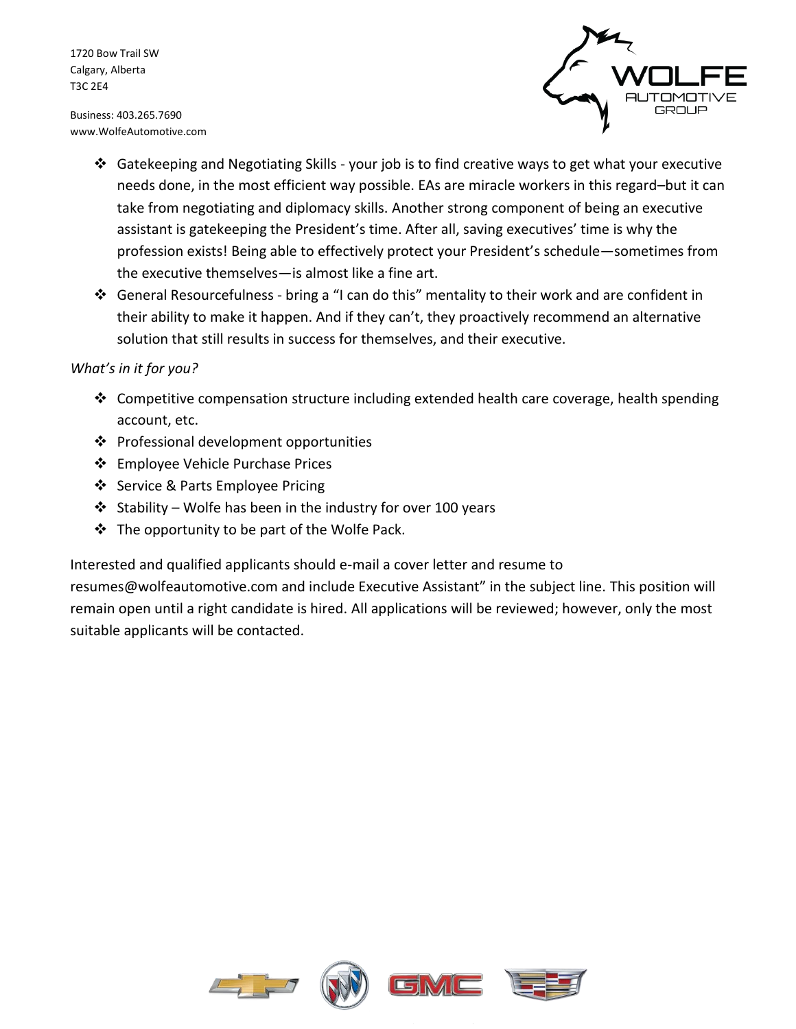- Gatekeeping and Negotiating Skills - your job is to find creative ways to get what your executive needs done, in the most efficient way possible. EAs are miracle workers in this regard–but it can take from negotiating and diplomacy skills. Another strong component of being an executive assistant is gatekeeping the President's time. After all, saving executives' time is why the profession exists! Being able to effectively protect your President's schedule—sometimes from the executive themselves—is almost like a fine art.
- General Resourcefulness - bring a "I can do this" mentality to their work and are confident in their ability to make it happen. And if they can't, they proactively recommend an alternative solution that still results in success for themselves, and their executive.

*What's in it for you?*

- Competitive compensation structure including extended health care coverage, health spending account, etc.
- Professional development opportunities
- Employee Vehicle Purchase Prices
- Service & Parts Employee Pricing
- Stability – Wolfe has been in the industry for over 100 years
- The opportunity to be part of the Wolfe Pack.

Interested and qualified applicants should e-mail a cover letter and resume to resumes@wolfeautomotive.com and include Executive Assistant" in the subject line. This position will remain open until a right candidate is hired. All applications will be reviewed; however, only the most suitable applicants will be contacted.